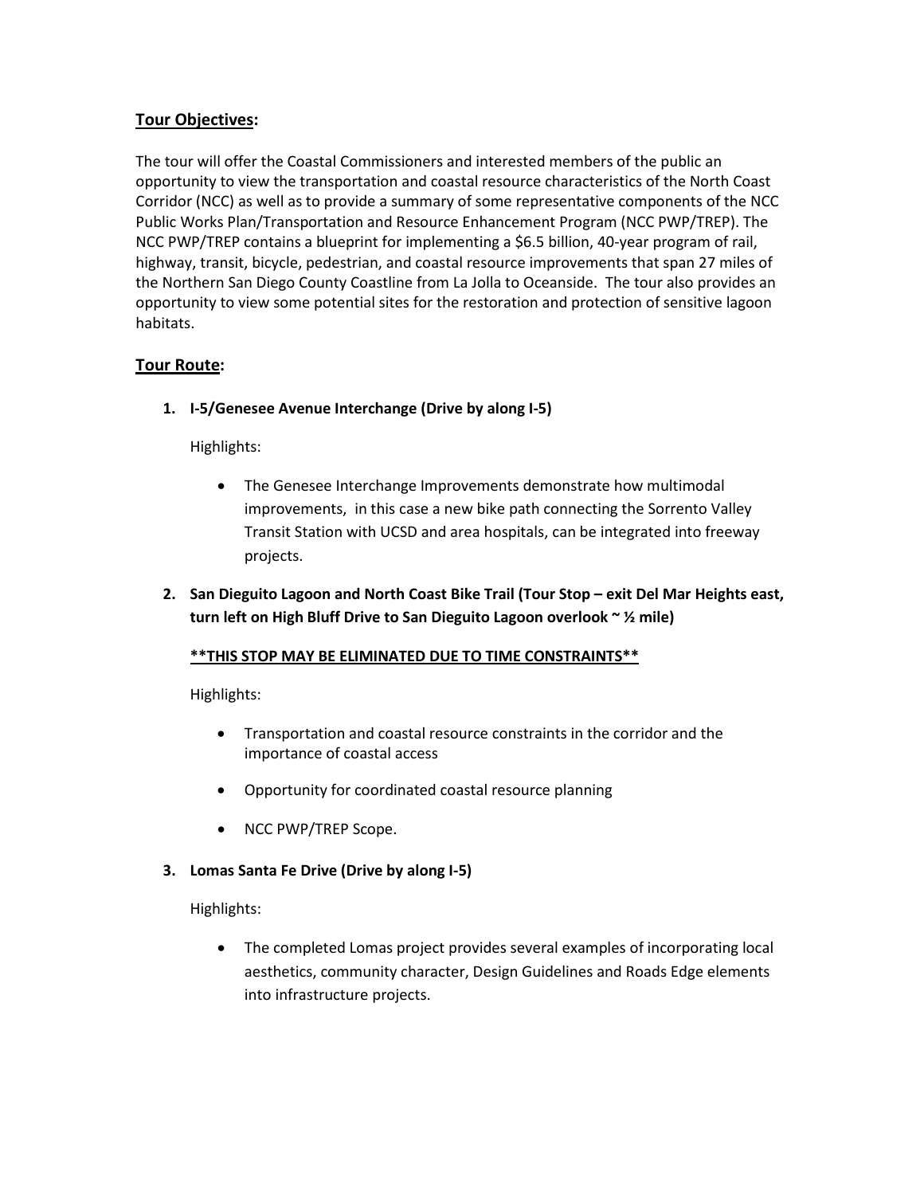## Tour Objectives:

The tour will offer the Coastal Commissioners and interested members of the public an opportunity to view the transportation and coastal resource characteristics of the North Coast Corridor (NCC) as well as to provide a summary of some representative components of the NCC Public Works Plan/Transportation and Resource Enhancement Program (NCC PWP/TREP). The NCC PWP/TREP contains a blueprint for implementing a $6.5 billion, 40-year program of rail, highway, transit, bicycle, pedestrian, and coastal resource improvements that span 27 miles of the Northern San Diego County Coastline from La Jolla to Oceanside. The tour also provides an opportunity to view some potential sites for the restoration and protection of sensitive lagoon habitats.

## Tour Route:

1. **I-5/Genesee Avenue Interchange (Drive by along I-5)**

   Highlights:

   - The Genesee Interchange Improvements demonstrate how multimodal improvements, in this case a new bike path connecting the Sorrento Valley Transit Station with UCSD and area hospitals, can be integrated into freeway projects.

2. **San Dieguito Lagoon and North Coast Bike Trail (Tour Stop – exit Del Mar Heights east, turn left on High Bluff Drive to San Dieguito Lagoon overlook ~ ½ mile)**

   **\*\*THIS STOP MAY BE ELIMINATED DUE TO TIME CONSTRAINTS\*\***

   Highlights:

   - Transportation and coastal resource constraints in the corridor and the importance of coastal access
   - Opportunity for coordinated coastal resource planning
   - NCC PWP/TREP Scope.

3. **Lomas Santa Fe Drive (Drive by along I-5)**

   Highlights:

   - The completed Lomas project provides several examples of incorporating local aesthetics, community character, Design Guidelines and Roads Edge elements into infrastructure projects.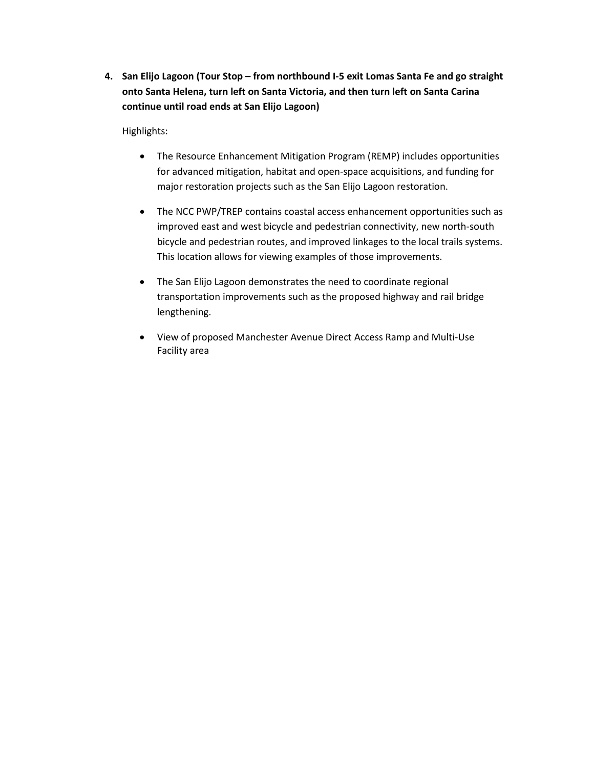4. **San Elijo Lagoon (Tour Stop – from northbound I-5 exit Lomas Santa Fe and go straight onto Santa Helena, turn left on Santa Victoria, and then turn left on Santa Carina continue until road ends at San Elijo Lagoon)**

   Highlights:

   - The Resource Enhancement Mitigation Program (REMP) includes opportunities for advanced mitigation, habitat and open-space acquisitions, and funding for major restoration projects such as the San Elijo Lagoon restoration.

   - The NCC PWP/TREP contains coastal access enhancement opportunities such as improved east and west bicycle and pedestrian connectivity, new north-south bicycle and pedestrian routes, and improved linkages to the local trails systems. This location allows for viewing examples of those improvements.

   - The San Elijo Lagoon demonstrates the need to coordinate regional transportation improvements such as the proposed highway and rail bridge lengthening.

   - View of proposed Manchester Avenue Direct Access Ramp and Multi-Use Facility area